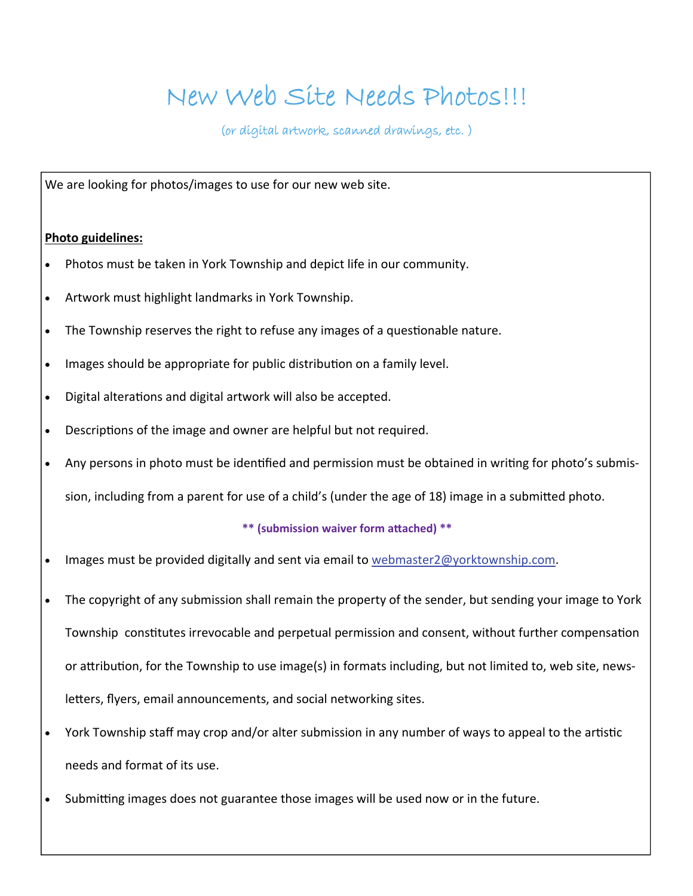# New Web Site Needs Photos!!!

(or digital artwork, scanned drawings, etc. )

We are looking for photos/images to use for our new web site.

**Photo guidelines:**

- Photos must be taken in York Township and depict life in our community.
- Artwork must highlight landmarks in York Township.
- The Township reserves the right to refuse any images of a questionable nature.
- Images should be appropriate for public distribution on a family level.
- Digital alterations and digital artwork will also be accepted.
- Descriptions of the image and owner are helpful but not required.
- Any persons in photo must be identified and permission must be obtained in writing for photo's submission, including from a parent for use of a child's (under the age of 18) image in a submitted photo.

**** (submission waiver form attached) ****

- Images must be provided digitally and sent via email to webmaster2@yorktownship.com.
- The copyright of any submission shall remain the property of the sender, but sending your image to York Township constitutes irrevocable and perpetual permission and consent, without further compensation or attribution, for the Township to use image(s) in formats including, but not limited to, web site, newsletters, flyers, email announcements, and social networking sites.
- York Township staff may crop and/or alter submission in any number of ways to appeal to the artistic needs and format of its use.
- Submitting images does not guarantee those images will be used now or in the future.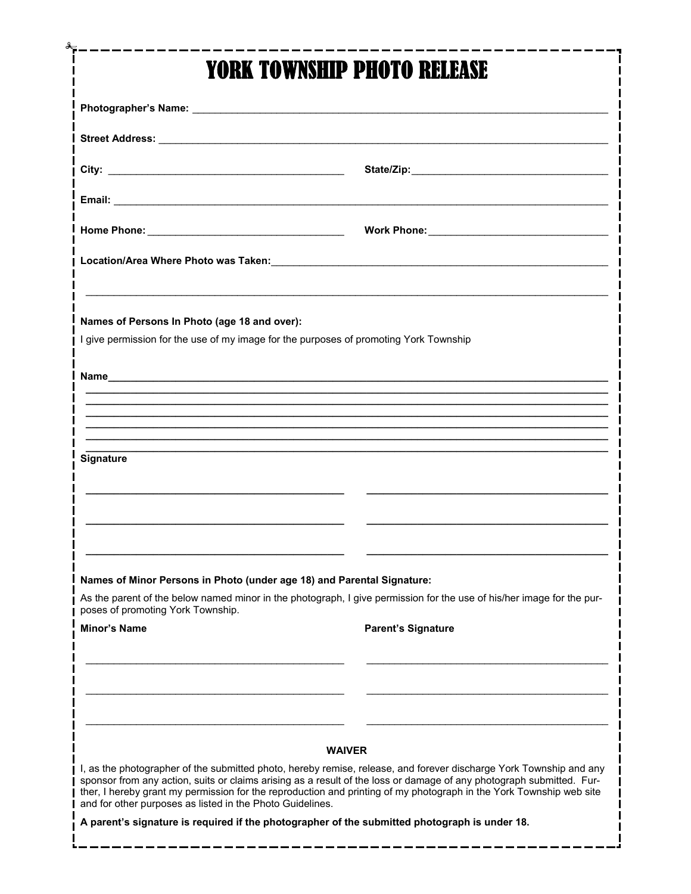# YORK TOWNSHIP PHOTO RELEASE

**Photographer's Name:** ____________________________________________

**Street Address:** ____________________________________________

**City:** ______________________ **State/Zip:** ______________________

**Email:** ____________________________________________

**Home Phone:** ______________________ **Work Phone:** ______________________

**Location/Area Where Photo was Taken:** ____________________________________________

____________________________________________

**Names of Persons In Photo (age 18 and over):**

I give permission for the use of my image for the purposes of promoting York Township

**Name** ____________________________________________

____________________________________________

____________________________________________

____________________________________________

____________________________________________

____________________________________________

____________________________________________

**Signature**

______________________ ______________________

______________________ ______________________

______________________ ______________________

**Names of Minor Persons in Photo (under age 18) and Parental Signature:**

As the parent of the below named minor in the photograph, I give permission for the use of his/her image for the purposes of promoting York Township.

| **Minor's Name** | **Parent's Signature** |
| --- | --- |
| ______________________ | ______________________ |
| ______________________ | ______________________ |
| ______________________ | ______________________ |

**WAIVER**

I, as the photographer of the submitted photo, hereby remise, release, and forever discharge York Township and any sponsor from any action, suits or claims arising as a result of the loss or damage of any photograph submitted. Further, I hereby grant my permission for the reproduction and printing of my photograph in the York Township web site and for other purposes as listed in the Photo Guidelines.

**A parent's signature is required if the photographer of the submitted photograph is under 18.**